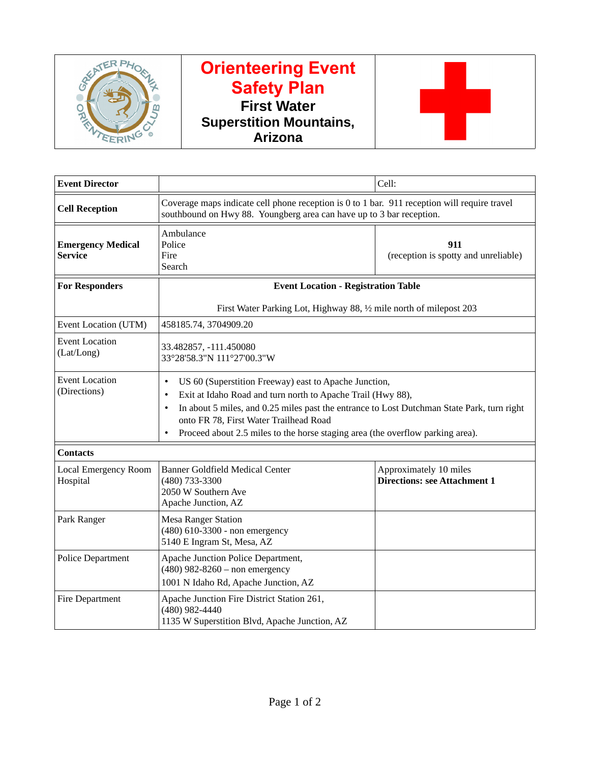# Orienteering Event Safety Plan

## First Water Superstition Mountains, Arizona

| | | |
|---|---|---|
| **Event Director** | | Cell: |
| **Cell Reception** | Coverage maps indicate cell phone reception is 0 to 1 bar. 911 reception will require travel southbound on Hwy 88. Youngberg area can have up to 3 bar reception. | |
| **Emergency Medical Service** | Ambulance<br>Police<br>Fire<br>Search | **911**<br>(reception is spotty and unreliable) |
| **For Responders** | **Event Location - Registration Table**<br><br>First Water Parking Lot, Highway 88, ½ mile north of milepost 203 | |
| Event Location (UTM) | 458185.74, 3704909.20 | |
| Event Location (Lat/Long) | 33.482857, -111.450080<br>33°28'58.3"N 111°27'00.3"W | |
| Event Location (Directions) | • US 60 (Superstition Freeway) east to Apache Junction,<br>• Exit at Idaho Road and turn north to Apache Trail (Hwy 88),<br>• In about 5 miles, and 0.25 miles past the entrance to Lost Dutchman State Park, turn right onto FR 78, First Water Trailhead Road<br>• Proceed about 2.5 miles to the horse staging area (the overflow parking area). | |
| **Contacts** | | |
| Local Emergency Room Hospital | Banner Goldfield Medical Center<br>(480) 733-3300<br>2050 W Southern Ave<br>Apache Junction, AZ | Approximately 10 miles<br>**Directions: see Attachment 1** |
| Park Ranger | Mesa Ranger Station<br>(480) 610-3300 - non emergency<br>5140 E Ingram St, Mesa, AZ | |
| Police Department | Apache Junction Police Department,<br>(480) 982-8260 – non emergency<br>1001 N Idaho Rd, Apache Junction, AZ | |
| Fire Department | Apache Junction Fire District Station 261,<br>(480) 982-4440<br>1135 W Superstition Blvd, Apache Junction, AZ | |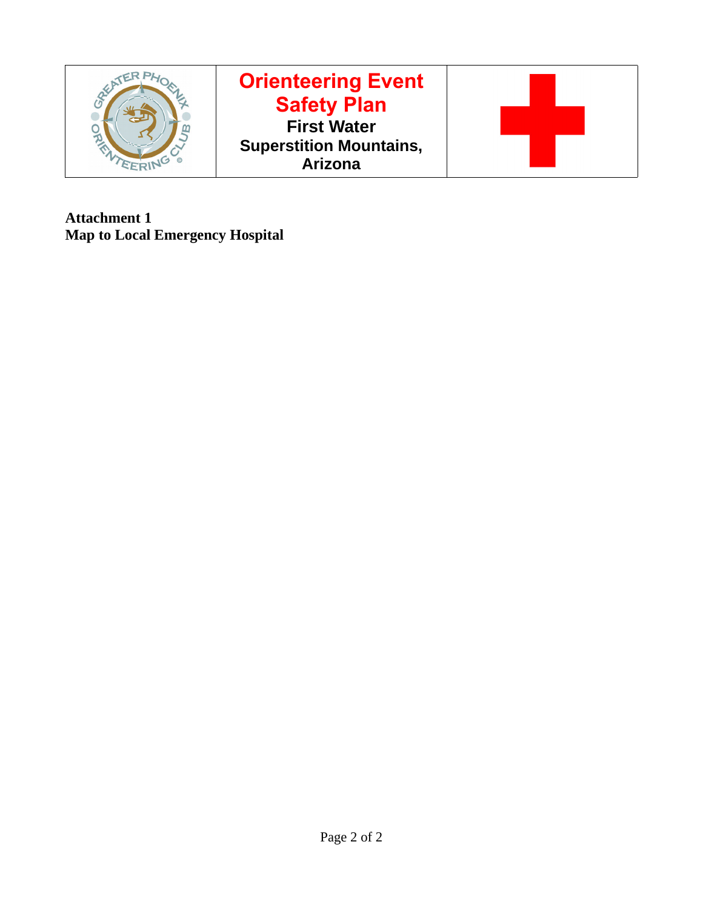| | Orienteering Event Safety Plan<br>First Water<br>Superstition Mountains,<br>Arizona | |
|---|---|---|

**Attachment 1**
**Map to Local Emergency Hospital**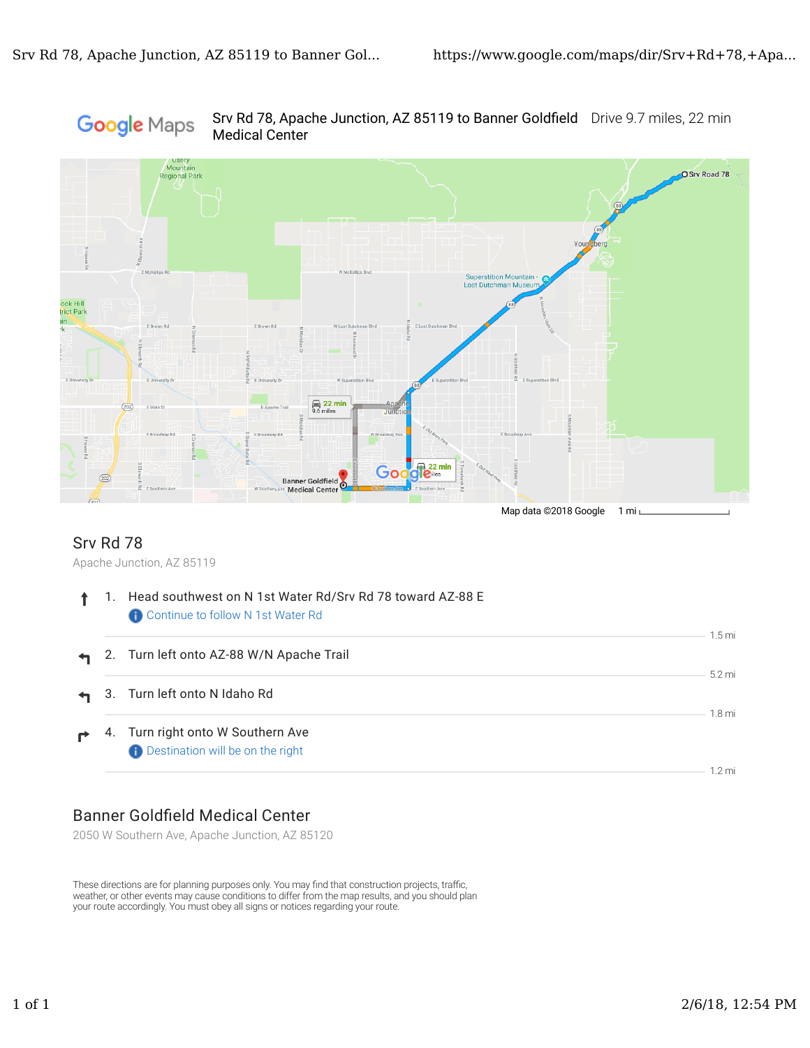Google Maps Srv Rd 78, Apache Junction, AZ 85119 to Banner Goldfield Medical Center Drive 9.7 miles, 22 min

Map data ©2018 Google 1 mi

## Srv Rd 78

Apache Junction, AZ 85119

1. Head southwest on N 1st Water Rd/Srv Rd 78 toward AZ-88 E
   - Continue to follow N 1st Water Rd

   1.5 mi

2. Turn left onto AZ-88 W/N Apache Trail

   5.2 mi

3. Turn left onto N Idaho Rd

   1.8 mi

4. Turn right onto W Southern Ave
   - Destination will be on the right

   1.2 mi

## Banner Goldfield Medical Center

2050 W Southern Ave, Apache Junction, AZ 85120

These directions are for planning purposes only. You may find that construction projects, traffic, weather, or other events may cause conditions to differ from the map results, and you should plan your route accordingly. You must obey all signs or notices regarding your route.